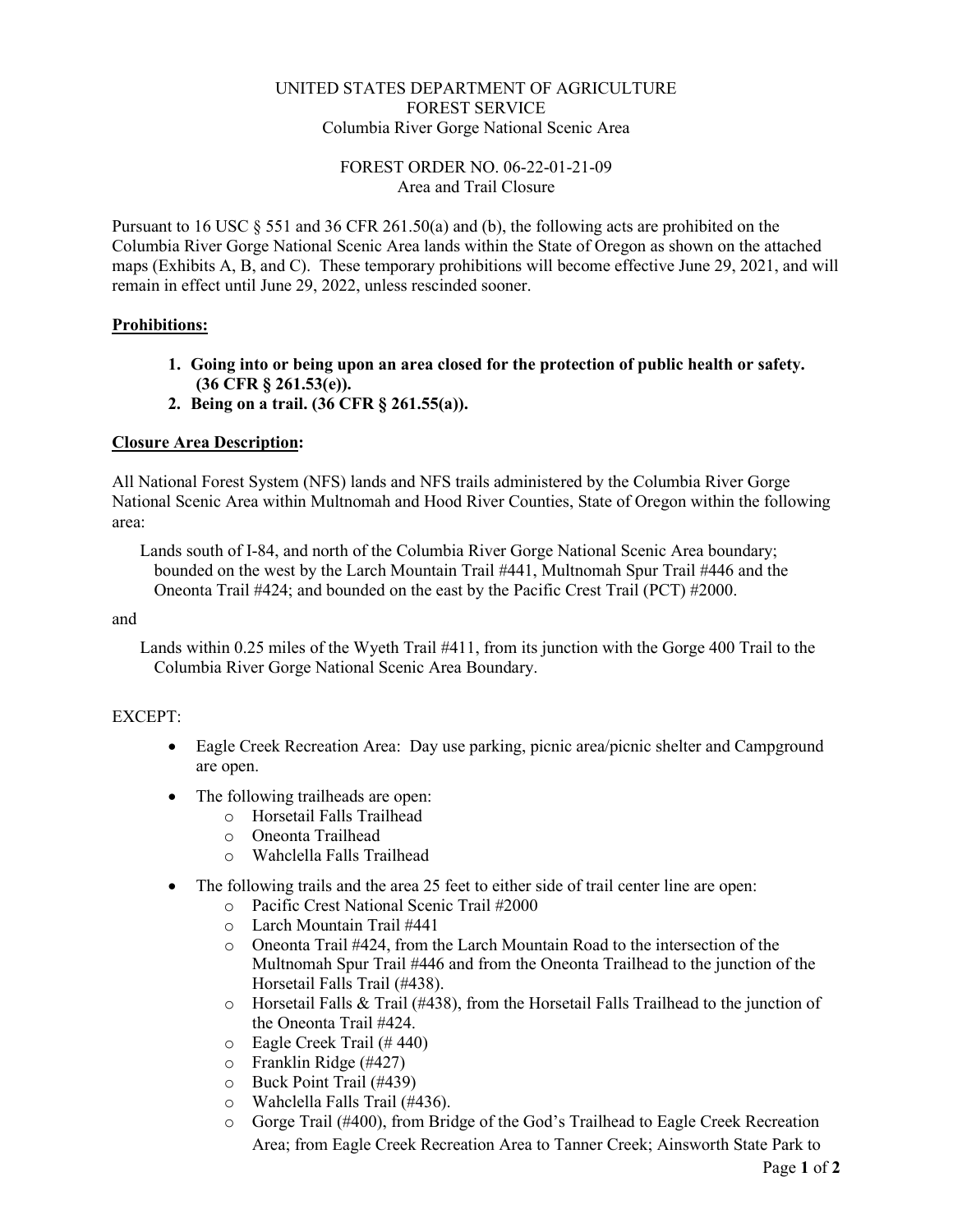UNITED STATES DEPARTMENT OF AGRICULTURE
FOREST SERVICE
Columbia River Gorge National Scenic Area

FOREST ORDER NO. 06-22-01-21-09
Area and Trail Closure

Pursuant to 16 USC § 551 and 36 CFR 261.50(a) and (b), the following acts are prohibited on the Columbia River Gorge National Scenic Area lands within the State of Oregon as shown on the attached maps (Exhibits A, B, and C). These temporary prohibitions will become effective June 29, 2021, and will remain in effect until June 29, 2022, unless rescinded sooner.

**Prohibitions:**

1. **Going into or being upon an area closed for the protection of public health or safety. (36 CFR § 261.53(e)).**
2. **Being on a trail. (36 CFR § 261.55(a)).**

**Closure Area Description:**

All National Forest System (NFS) lands and NFS trails administered by the Columbia River Gorge National Scenic Area within Multnomah and Hood River Counties, State of Oregon within the following area:

Lands south of I-84, and north of the Columbia River Gorge National Scenic Area boundary; bounded on the west by the Larch Mountain Trail #441, Multnomah Spur Trail #446 and the Oneonta Trail #424; and bounded on the east by the Pacific Crest Trail (PCT) #2000.

and

Lands within 0.25 miles of the Wyeth Trail #411, from its junction with the Gorge 400 Trail to the Columbia River Gorge National Scenic Area Boundary.

EXCEPT:

- Eagle Creek Recreation Area: Day use parking, picnic area/picnic shelter and Campground are open.
- The following trailheads are open:
  - Horsetail Falls Trailhead
  - Oneonta Trailhead
  - Wahclella Falls Trailhead
- The following trails and the area 25 feet to either side of trail center line are open:
  - Pacific Crest National Scenic Trail #2000
  - Larch Mountain Trail #441
  - Oneonta Trail #424, from the Larch Mountain Road to the intersection of the Multnomah Spur Trail #446 and from the Oneonta Trailhead to the junction of the Horsetail Falls Trail (#438).
  - Horsetail Falls & Trail (#438), from the Horsetail Falls Trailhead to the junction of the Oneonta Trail #424.
  - Eagle Creek Trail (# 440)
  - Franklin Ridge (#427)
  - Buck Point Trail (#439)
  - Wahclella Falls Trail (#436).
  - Gorge Trail (#400), from Bridge of the God's Trailhead to Eagle Creek Recreation Area; from Eagle Creek Recreation Area to Tanner Creek; Ainsworth State Park to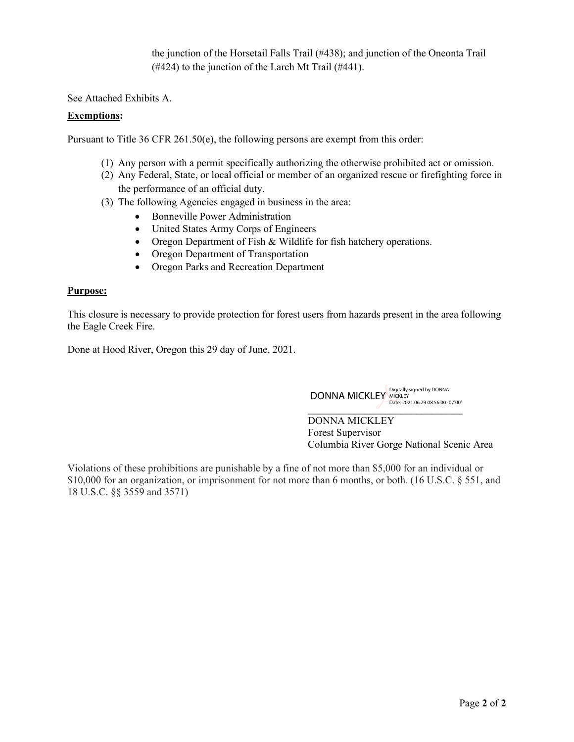the junction of the Horsetail Falls Trail (#438); and junction of the Oneonta Trail (#424) to the junction of the Larch Mt Trail (#441).

See Attached Exhibits A.

**Exemptions:**

Pursuant to Title 36 CFR 261.50(e), the following persons are exempt from this order:

(1) Any person with a permit specifically authorizing the otherwise prohibited act or omission.
(2) Any Federal, State, or local official or member of an organized rescue or firefighting force in the performance of an official duty.
(3) The following Agencies engaged in business in the area:
   - Bonneville Power Administration
   - United States Army Corps of Engineers
   - Oregon Department of Fish & Wildlife for fish hatchery operations.
   - Oregon Department of Transportation
   - Oregon Parks and Recreation Department

**Purpose:**

This closure is necessary to provide protection for forest users from hazards present in the area following the Eagle Creek Fire.

Done at Hood River, Oregon this 29 day of June, 2021.

DONNA MICKLEY Digitally signed by DONNA MICKLEY Date: 2021.06.29 08:56:00 -07'00'

DONNA MICKLEY
Forest Supervisor
Columbia River Gorge National Scenic Area

Violations of these prohibitions are punishable by a fine of not more than $5,000 for an individual or $10,000 for an organization, or imprisonment for not more than 6 months, or both. (16 U.S.C. § 551, and 18 U.S.C. §§ 3559 and 3571)